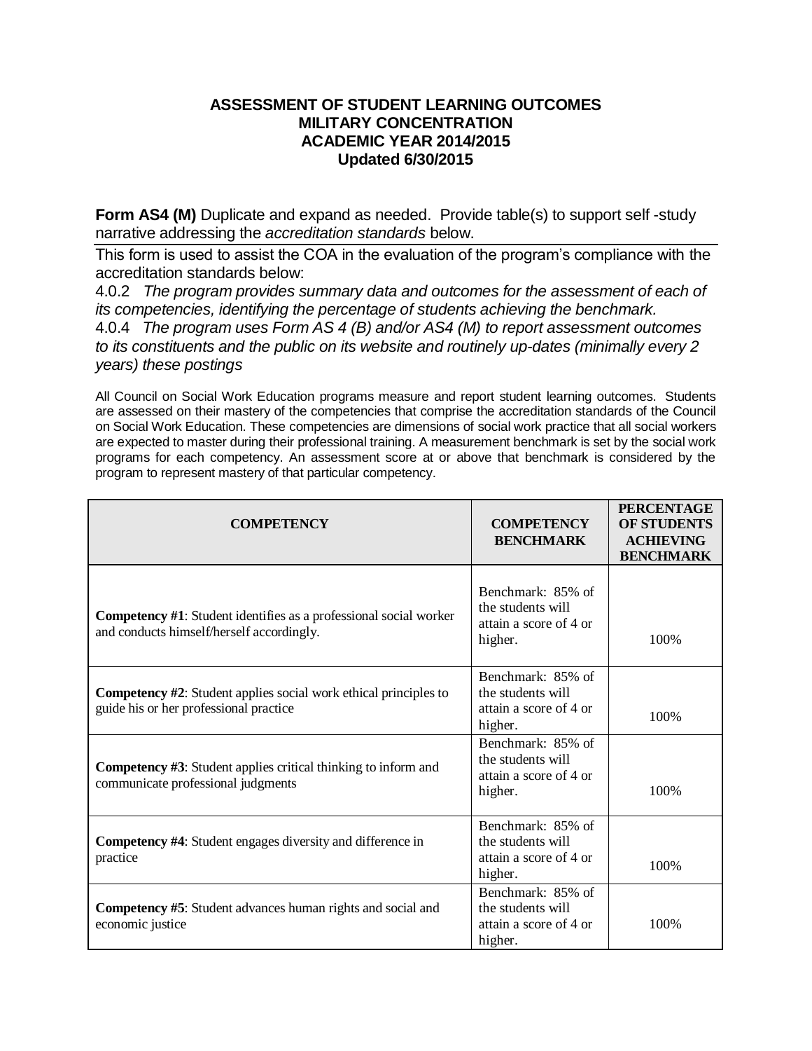**ASSESSMENT OF STUDENT LEARNING OUTCOMES**
**MILITARY CONCENTRATION**
**ACADEMIC YEAR 2014/2015**
**Updated 6/30/2015**

**Form AS4 (M)** Duplicate and expand as needed. Provide table(s) to support self -study narrative addressing the *accreditation standards* below.

This form is used to assist the COA in the evaluation of the program's compliance with the accreditation standards below:

4.0.2 *The program provides summary data and outcomes for the assessment of each of its competencies, identifying the percentage of students achieving the benchmark.*

4.0.4 *The program uses Form AS 4 (B) and/or AS4 (M) to report assessment outcomes to its constituents and the public on its website and routinely up-dates (minimally every 2 years) these postings*

All Council on Social Work Education programs measure and report student learning outcomes. Students are assessed on their mastery of the competencies that comprise the accreditation standards of the Council on Social Work Education. These competencies are dimensions of social work practice that all social workers are expected to master during their professional training. A measurement benchmark is set by the social work programs for each competency. An assessment score at or above that benchmark is considered by the program to represent mastery of that particular competency.

| COMPETENCY | COMPETENCY BENCHMARK | PERCENTAGE OF STUDENTS ACHIEVING BENCHMARK |
|---|---|---|
| **Competency #1**: Student identifies as a professional social worker and conducts himself/herself accordingly. | Benchmark: 85% of the students will attain a score of 4 or higher. | 100% |
| **Competency #2**: Student applies social work ethical principles to guide his or her professional practice | Benchmark: 85% of the students will attain a score of 4 or higher. | 100% |
| **Competency #3**: Student applies critical thinking to inform and communicate professional judgments | Benchmark: 85% of the students will attain a score of 4 or higher. | 100% |
| **Competency #4**: Student engages diversity and difference in practice | Benchmark: 85% of the students will attain a score of 4 or higher. | 100% |
| **Competency #5**: Student advances human rights and social and economic justice | Benchmark: 85% of the students will attain a score of 4 or higher. | 100% |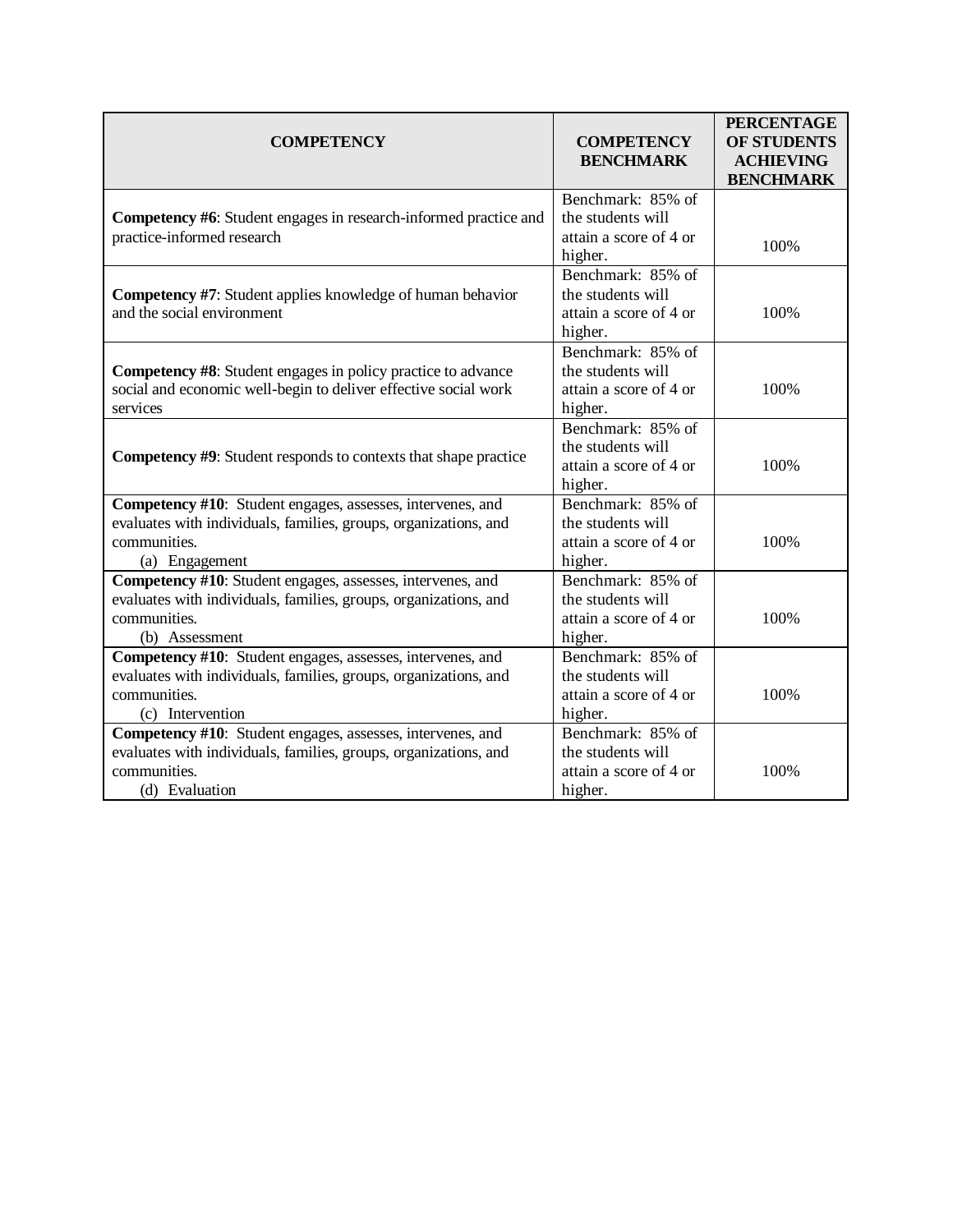| COMPETENCY | COMPETENCY BENCHMARK | PERCENTAGE OF STUDENTS ACHIEVING BENCHMARK |
|---|---|---|
| **Competency #6**: Student engages in research-informed practice and practice-informed research | Benchmark: 85% of the students will attain a score of 4 or higher. | 100% |
| **Competency #7**: Student applies knowledge of human behavior and the social environment | Benchmark: 85% of the students will attain a score of 4 or higher. | 100% |
| **Competency #8**: Student engages in policy practice to advance social and economic well-begin to deliver effective social work services | Benchmark: 85% of the students will attain a score of 4 or higher. | 100% |
| **Competency #9**: Student responds to contexts that shape practice | Benchmark: 85% of the students will attain a score of 4 or higher. | 100% |
| **Competency #10**: Student engages, assesses, intervenes, and evaluates with individuals, families, groups, organizations, and communities. (a) Engagement | Benchmark: 85% of the students will attain a score of 4 or higher. | 100% |
| **Competency #10**: Student engages, assesses, intervenes, and evaluates with individuals, families, groups, organizations, and communities. (b) Assessment | Benchmark: 85% of the students will attain a score of 4 or higher. | 100% |
| **Competency #10**: Student engages, assesses, intervenes, and evaluates with individuals, families, groups, organizations, and communities. (c) Intervention | Benchmark: 85% of the students will attain a score of 4 or higher. | 100% |
| **Competency #10**: Student engages, assesses, intervenes, and evaluates with individuals, families, groups, organizations, and communities. (d) Evaluation | Benchmark: 85% of the students will attain a score of 4 or higher. | 100% |